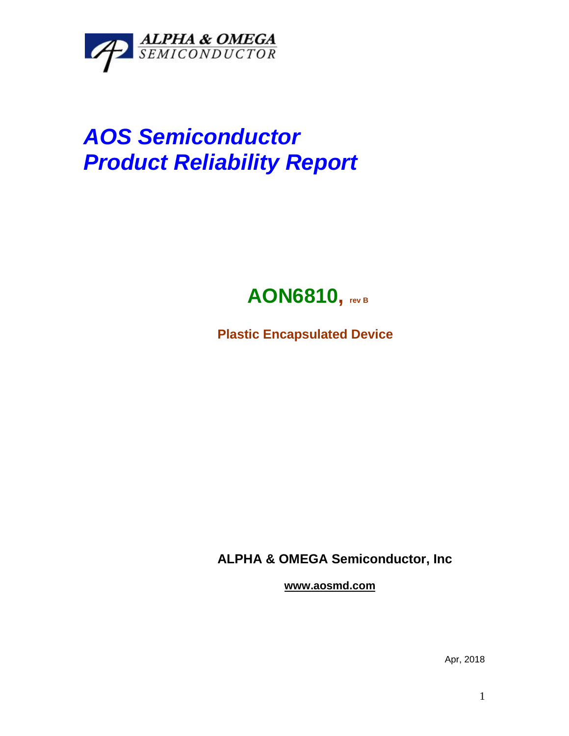ALPHA & OMEGA
SEMICONDUCTOR

# *AOS Semiconductor*
# *Product Reliability Report*

## AON6810, rev B

**Plastic Encapsulated Device**

**ALPHA & OMEGA Semiconductor, Inc**

**www.aosmd.com**

Apr, 2018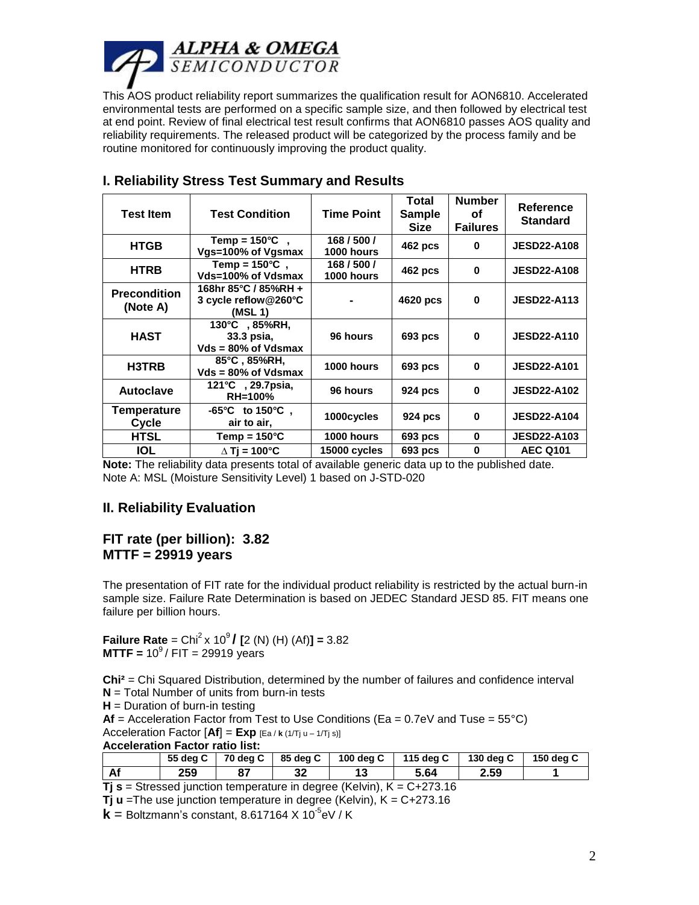**ALPHA & OMEGA SEMICONDUCTOR**

This AOS product reliability report summarizes the qualification result for AON6810. Accelerated environmental tests are performed on a specific sample size, and then followed by electrical test at end point. Review of final electrical test result confirms that AON6810 passes AOS quality and reliability requirements. The released product will be categorized by the process family and be routine monitored for continuously improving the product quality.

## I. Reliability Stress Test Summary and Results

| Test Item | Test Condition | Time Point | Total Sample Size | Number of Failures | Reference Standard |
|---|---|---|---|---|---|
| HTGB | Temp = 150°C , Vgs=100% of Vgsmax | 168 / 500 / 1000 hours | 462 pcs | 0 | JESD22-A108 |
| HTRB | Temp = 150°C , Vds=100% of Vdsmax | 168 / 500 / 1000 hours | 462 pcs | 0 | JESD22-A108 |
| Precondition (Note A) | 168hr 85°C / 85%RH + 3 cycle reflow@260°C (MSL 1) | - | 4620 pcs | 0 | JESD22-A113 |
| HAST | 130°C , 85%RH, 33.3 psia, Vds = 80% of Vdsmax | 96 hours | 693 pcs | 0 | JESD22-A110 |
| H3TRB | 85°C , 85%RH, Vds = 80% of Vdsmax | 1000 hours | 693 pcs | 0 | JESD22-A101 |
| Autoclave | 121°C , 29.7psia, RH=100% | 96 hours | 924 pcs | 0 | JESD22-A102 |
| Temperature Cycle | -65°C to 150°C , air to air, | 1000cycles | 924 pcs | 0 | JESD22-A104 |
| HTSL | Temp = 150°C | 1000 hours | 693 pcs | 0 | JESD22-A103 |
| IOL | $\Delta$ Tj = 100°C | 15000 cycles | 693 pcs | 0 | AEC Q101 |

**Note:** The reliability data presents total of available generic data up to the published date.
Note A: MSL (Moisture Sensitivity Level) 1 based on J-STD-020

## II. Reliability Evaluation

### FIT rate (per billion): 3.82
### MTTF = 29919 years

The presentation of FIT rate for the individual product reliability is restricted by the actual burn-in sample size. Failure Rate Determination is based on JEDEC Standard JESD 85. FIT means one failure per billion hours.

**Failure Rate** = $Chi^2 \times 10^9$ **/ [**2 (N) (H) (Af)**] =** 3.82
**MTTF =** $10^9$ / FIT = 29919 years

**Chi²** = Chi Squared Distribution, determined by the number of failures and confidence interval
**N** = Total Number of units from burn-in tests
**H** = Duration of burn-in testing
**Af** = Acceleration Factor from Test to Use Conditions (Ea = 0.7eV and Tuse = 55°C)
Acceleration Factor [**Af**] = **Exp** [Ea / **k** (1/Tj u – 1/Tj s)]
**Acceleration Factor ratio list:**

| | 55 deg C | 70 deg C | 85 deg C | 100 deg C | 115 deg C | 130 deg C | 150 deg C |
|---|---|---|---|---|---|---|---|
| Af | 259 | 87 | 32 | 13 | 5.64 | 2.59 | 1 |

**Tj s** = Stressed junction temperature in degree (Kelvin), K = C+273.16
**Tj u** =The use junction temperature in degree (Kelvin), K = C+273.16
**k** = Boltzmann's constant, 8.617164 X $10^{-5}$eV / K